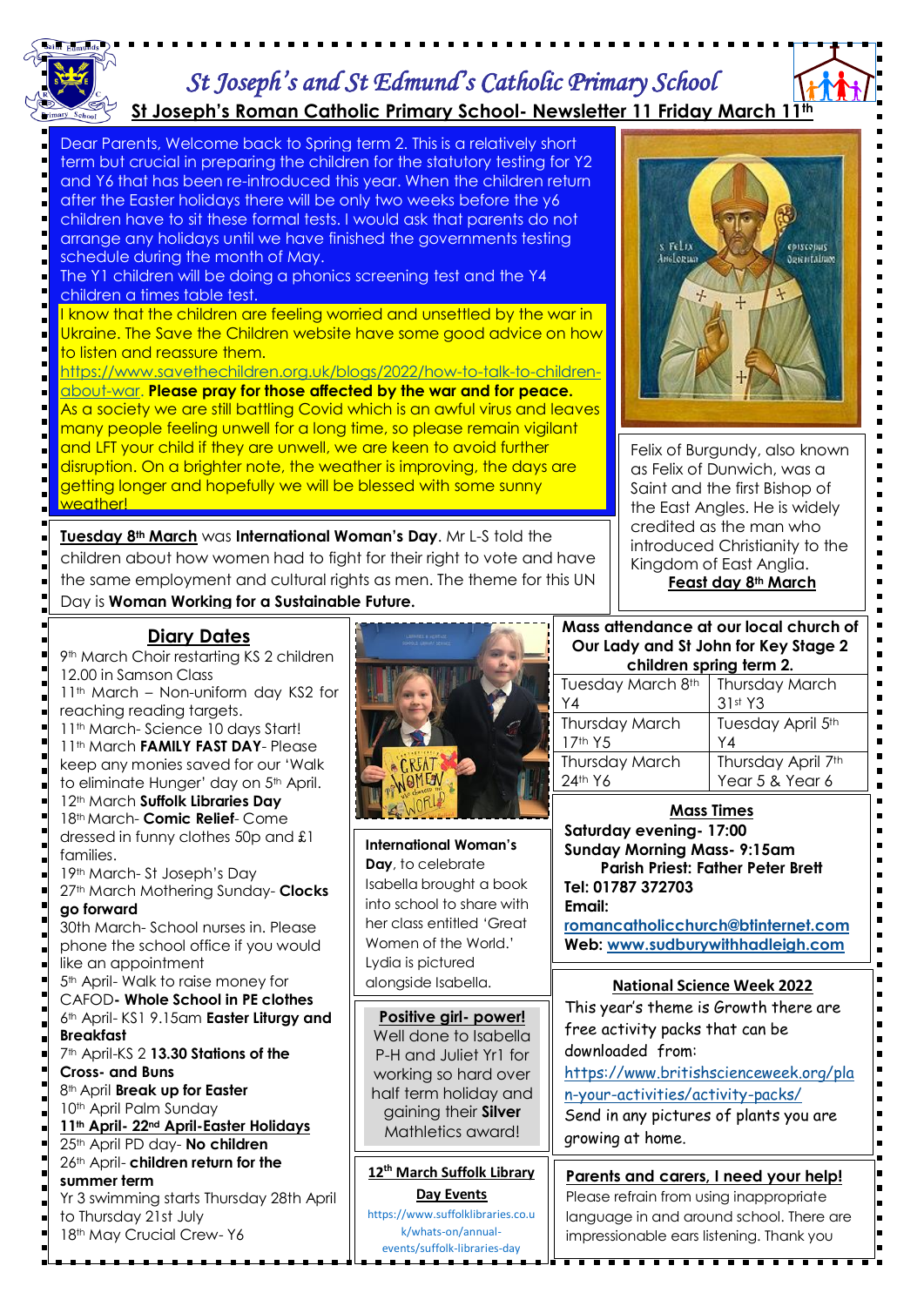# St Joseph's and St Edmund's Catholic Primary School

## St Joseph's Roman Catholic Primary School- Newsletter 11 Friday March 11th

Dear Parents, Welcome back to Spring term 2. This is a relatively short term but crucial in preparing the children for the statutory testing for Y2 and Y6 that has been re-introduced this year. When the children return after the Easter holidays there will be only two weeks before the y6 children have to sit these formal tests. I would ask that parents do not arrange any holidays until we have finished the governments testing schedule during the month of May.

The Y1 children will be doing a phonics screening test and the Y4 children a times table test.

I know that the children are feeling worried and unsettled by the war in Ukraine. The Save the Children website have some good advice on how to listen and reassure them.

https://www.savethechildren.org.uk/blogs/2022/how-to-talk-to-children-about-war. **Please pray for those affected by the war and for peace.** As a society we are still battling Covid which is an awful virus and leaves many people feeling unwell for a long time, so please remain vigilant and LFT your child if they are unwell, we are keen to avoid further disruption. On a brighter note, the weather is improving, the days are getting longer and hopefully we will be blessed with some sunny weather!

Felix of Burgundy, also known as Felix of Dunwich, was a Saint and the first Bishop of the East Angles. He is widely credited as the man who introduced Christianity to the Kingdom of East Anglia.
**Feast day 8th March**

**Tuesday 8th March** was **International Woman's Day**. Mr L-S told the children about how women had to fight for their right to vote and have the same employment and cultural rights as men. The theme for this UN Day is **Woman Working for a Sustainable Future.**

## Diary Dates

- 9th March Choir restarting KS 2 children 12.00 in Samson Class
- 11th March – Non-uniform day KS2 for reaching reading targets.
- 11th March- Science 10 days Start!
- 11th March **FAMILY FAST DAY**- Please keep any monies saved for our 'Walk to eliminate Hunger' day on 5th April.
- 12th March **Suffolk Libraries Day**
- 18th March- **Comic Relief**- Come dressed in funny clothes 50p and £1 families.
- 19th March- St Joseph's Day
- 27th March Mothering Sunday- **Clocks go forward**
- 30th March- School nurses in. Please phone the school office if you would like an appointment
- 5th April- Walk to raise money for CAFOD**- Whole School in PE clothes**
- 6th April- KS1 9.15am **Easter Liturgy and Breakfast**
- 7th April-KS 2 **13.30 Stations of the Cross- and Buns**
- 8th April **Break up for Easter**
- 10th April Palm Sunday
- **11th April- 22nd April-Easter Holidays**
- 25th April PD day- **No children**
- 26th April- **children return for the summer term**
- Yr 3 swimming starts Thursday 28th April to Thursday 21st July
- 18th May Crucial Crew- Y6

**International Woman's Day**, to celebrate Isabella brought a book into school to share with her class entitled 'Great Women of the World.' Lydia is pictured alongside Isabella.

**Positive girl- power!**
Well done to Isabella P-H and Juliet Yr1 for working so hard over half term holiday and gaining their **Silver** Mathletics award!

**12th March Suffolk Library Day Events**
https://www.suffolklibraries.co.uk/whats-on/annual-events/suffolk-libraries-day

**Mass attendance at our local church of Our Lady and St John for Key Stage 2 children spring term 2.**

| | |
|---|---|
| Tuesday March 8th Y4 | Thursday March 31st Y3 |
| Thursday March 17th Y5 | Tuesday April 5th Y4 |
| Thursday March 24th Y6 | Thursday April 7th Year 5 & Year 6 |

**Mass Times**
**Saturday evening- 17:00**
**Sunday Morning Mass- 9:15am**
**Parish Priest: Father Peter Brett**
**Tel: 01787 372703**
**Email:**
**romancatholicchurch@btinternet.com**
**Web: www.sudburywithhadleigh.com**

**National Science Week 2022**

This year's theme is Growth there are free activity packs that can be downloaded from:
https://www.britishscienceweek.org/plan-your-activities/activity-packs/
Send in any pictures of plants you are growing at home.

**Parents and carers, I need your help!**
Please refrain from using inappropriate language in and around school. There are impressionable ears listening. Thank you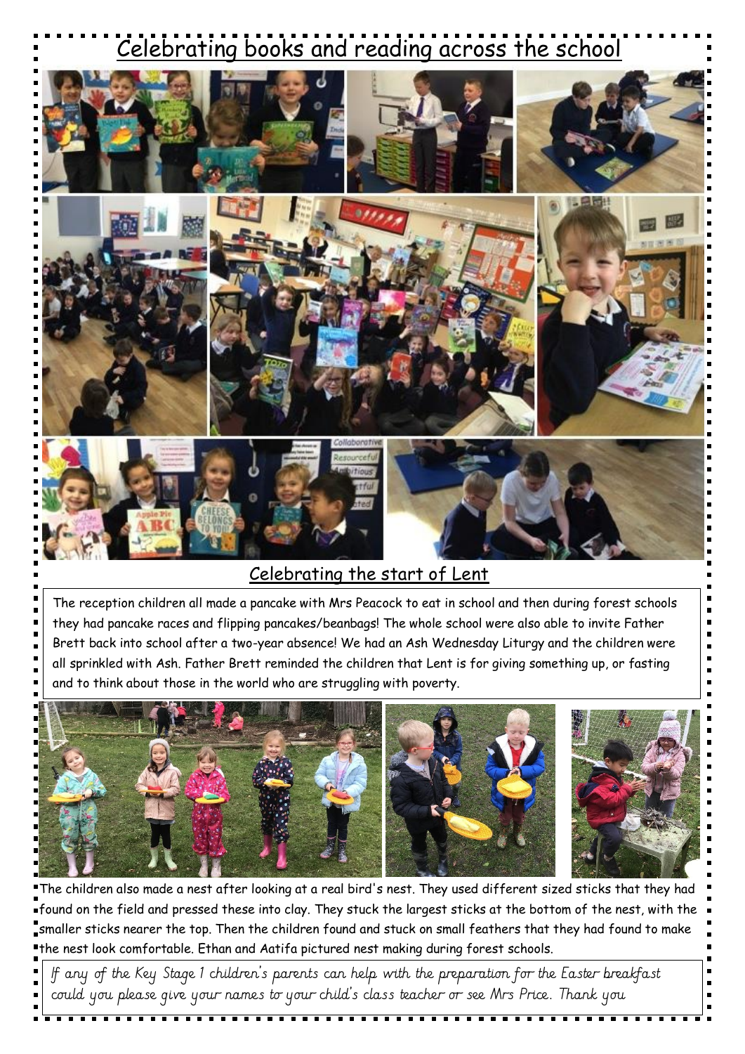# Celebrating books and reading across the school

## Celebrating the start of Lent

The reception children all made a pancake with Mrs Peacock to eat in school and then during forest schools they had pancake races and flipping pancakes/beanbags! The whole school were also able to invite Father Brett back into school after a two-year absence! We had an Ash Wednesday Liturgy and the children were all sprinkled with Ash. Father Brett reminded the children that Lent is for giving something up, or fasting and to think about those in the world who are struggling with poverty.

The children also made a nest after looking at a real bird's nest. They used different sized sticks that they had found on the field and pressed these into clay. They stuck the largest sticks at the bottom of the nest, with the smaller sticks nearer the top. Then the children found and stuck on small feathers that they had found to make the nest look comfortable. Ethan and Aatifa pictured nest making during forest schools.

*If any of the Key Stage 1 children's parents can help with the preparation for the Easter breakfast could you please give your names to your child's class teacher or see Mrs Price. Thank you*